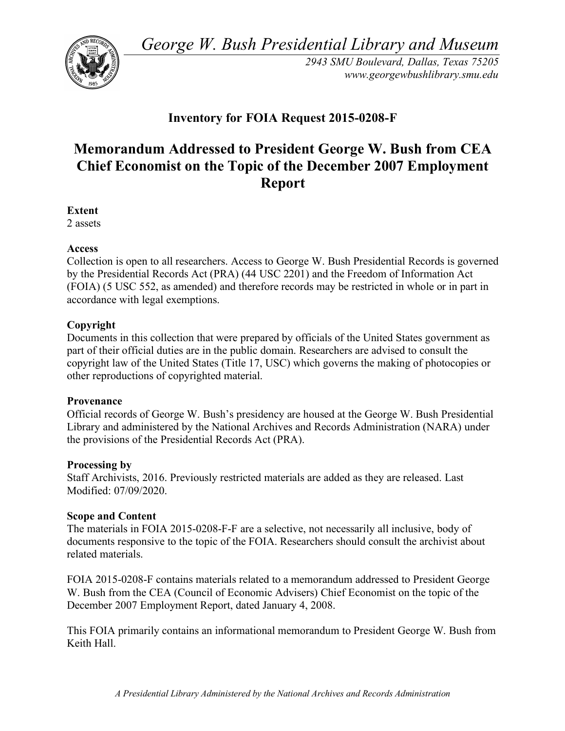*George W. Bush Presidential Library and Museum*

*2943 SMU Boulevard, Dallas, Texas 75205*
*www.georgewbushlibrary.smu.edu*

## Inventory for FOIA Request 2015-0208-F

# Memorandum Addressed to President George W. Bush from CEA Chief Economist on the Topic of the December 2007 Employment Report

**Extent**
2 assets

**Access**
Collection is open to all researchers. Access to George W. Bush Presidential Records is governed by the Presidential Records Act (PRA) (44 USC 2201) and the Freedom of Information Act (FOIA) (5 USC 552, as amended) and therefore records may be restricted in whole or in part in accordance with legal exemptions.

**Copyright**
Documents in this collection that were prepared by officials of the United States government as part of their official duties are in the public domain. Researchers are advised to consult the copyright law of the United States (Title 17, USC) which governs the making of photocopies or other reproductions of copyrighted material.

**Provenance**
Official records of George W. Bush's presidency are housed at the George W. Bush Presidential Library and administered by the National Archives and Records Administration (NARA) under the provisions of the Presidential Records Act (PRA).

**Processing by**
Staff Archivists, 2016. Previously restricted materials are added as they are released. Last Modified: 07/09/2020.

**Scope and Content**
The materials in FOIA 2015-0208-F-F are a selective, not necessarily all inclusive, body of documents responsive to the topic of the FOIA. Researchers should consult the archivist about related materials.

FOIA 2015-0208-F contains materials related to a memorandum addressed to President George W. Bush from the CEA (Council of Economic Advisers) Chief Economist on the topic of the December 2007 Employment Report, dated January 4, 2008.

This FOIA primarily contains an informational memorandum to President George W. Bush from Keith Hall.

*A Presidential Library Administered by the National Archives and Records Administration*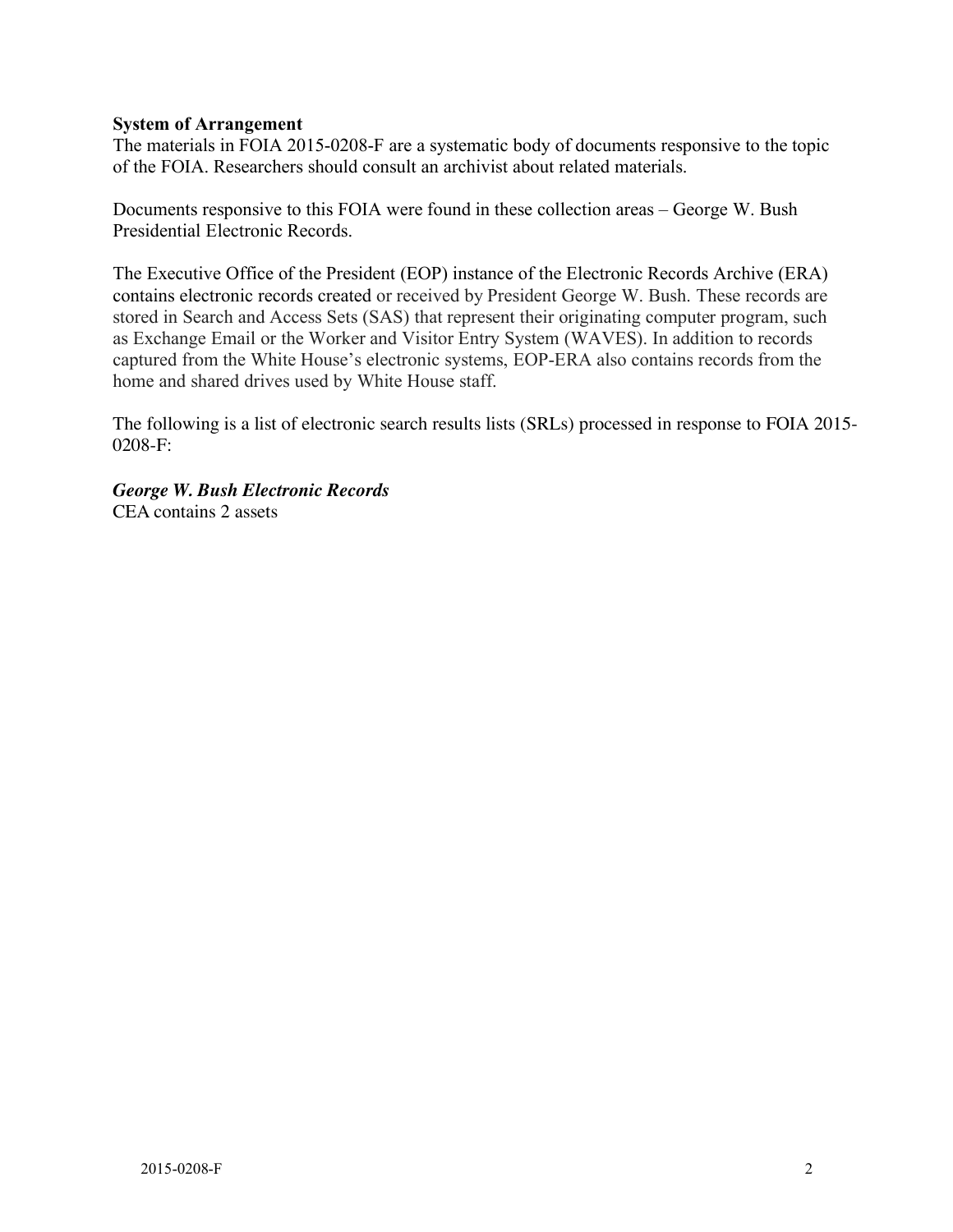**System of Arrangement**

The materials in FOIA 2015-0208-F are a systematic body of documents responsive to the topic of the FOIA. Researchers should consult an archivist about related materials.

Documents responsive to this FOIA were found in these collection areas – George W. Bush Presidential Electronic Records.

The Executive Office of the President (EOP) instance of the Electronic Records Archive (ERA) contains electronic records created or received by President George W. Bush. These records are stored in Search and Access Sets (SAS) that represent their originating computer program, such as Exchange Email or the Worker and Visitor Entry System (WAVES). In addition to records captured from the White House's electronic systems, EOP-ERA also contains records from the home and shared drives used by White House staff.

The following is a list of electronic search results lists (SRLs) processed in response to FOIA 2015-0208-F:

***George W. Bush Electronic Records***

CEA contains 2 assets